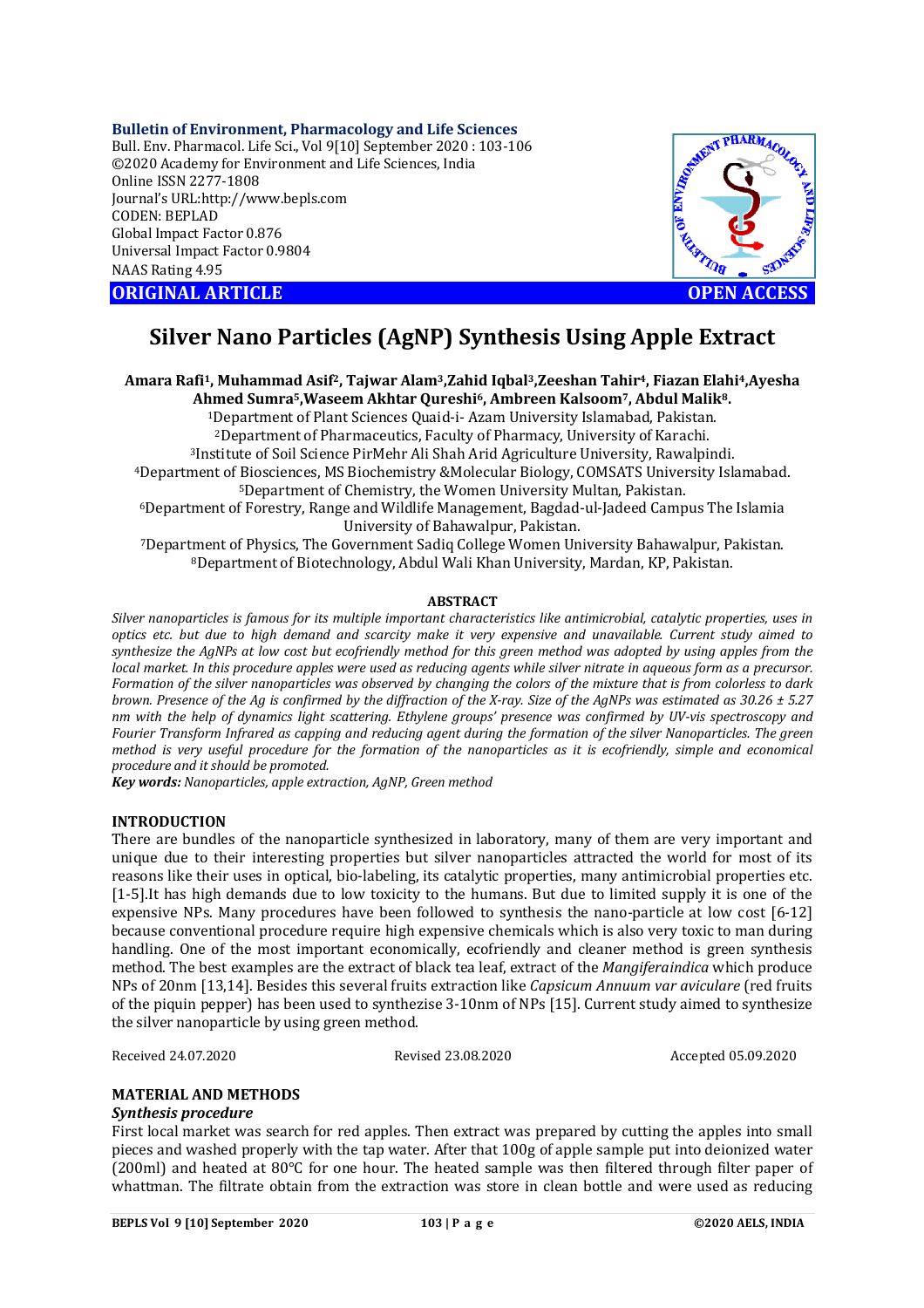**Bulletin of Environment, Pharmacology and Life Sciences**
Bull. Env. Pharmacol. Life Sci., Vol 9[10] September 2020 : 103-106
©2020 Academy for Environment and Life Sciences, India
Online ISSN 2277-1808
Journal's URL:http://www.bepls.com
CODEN: BEPLAD
Global Impact Factor 0.876
Universal Impact Factor 0.9804
NAAS Rating 4.95

**ORIGINAL ARTICLE** **OPEN ACCESS**

# Silver Nano Particles (AgNP) Synthesis Using Apple Extract

**Amara Rafi[1], Muhammad Asif[2], Tajwar Alam[3],Zahid Iqbal[3],Zeeshan Tahir[4], Fiazan Elahi[4],Ayesha Ahmed Sumra[5],Waseem Akhtar Qureshi[6], Ambreen Kalsoom[7], Abdul Malik[8].**

[1]Department of Plant Sciences Quaid-i- Azam University Islamabad, Pakistan.
[2]Department of Pharmaceutics, Faculty of Pharmacy, University of Karachi.
[3]Institute of Soil Science PirMehr Ali Shah Arid Agriculture University, Rawalpindi.
[4]Department of Biosciences, MS Biochemistry &Molecular Biology, COMSATS University Islamabad.
[5]Department of Chemistry, the Women University Multan, Pakistan.
[6]Department of Forestry, Range and Wildlife Management, Bagdad-ul-Jadeed Campus The Islamia University of Bahawalpur, Pakistan.
[7]Department of Physics, The Government Sadiq College Women University Bahawalpur, Pakistan.
[8]Department of Biotechnology, Abdul Wali Khan University, Mardan, KP, Pakistan.

## ABSTRACT

*Silver nanoparticles is famous for its multiple important characteristics like antimicrobial, catalytic properties, uses in optics etc. but due to high demand and scarcity make it very expensive and unavailable. Current study aimed to synthesize the AgNPs at low cost but ecofriendly method for this green method was adopted by using apples from the local market. In this procedure apples were used as reducing agents while silver nitrate in aqueous form as a precursor. Formation of the silver nanoparticles was observed by changing the colors of the mixture that is from colorless to dark brown. Presence of the Ag is confirmed by the diffraction of the X-ray. Size of the AgNPs was estimated as 30.26 ± 5.27 nm with the help of dynamics light scattering. Ethylene groups' presence was confirmed by UV-vis spectroscopy and Fourier Transform Infrared as capping and reducing agent during the formation of the silver Nanoparticles. The green method is very useful procedure for the formation of the nanoparticles as it is ecofriendly, simple and economical procedure and it should be promoted.*

***Key words:*** *Nanoparticles, apple extraction, AgNP, Green method*

## INTRODUCTION

There are bundles of the nanoparticle synthesized in laboratory, many of them are very important and unique due to their interesting properties but silver nanoparticles attracted the world for most of its reasons like their uses in optical, bio-labeling, its catalytic properties, many antimicrobial properties etc. [1-5].It has high demands due to low toxicity to the humans. But due to limited supply it is one of the expensive NPs. Many procedures have been followed to synthesis the nano-particle at low cost [6-12] because conventional procedure require high expensive chemicals which is also very toxic to man during handling. One of the most important economically, ecofriendly and cleaner method is green synthesis method. The best examples are the extract of black tea leaf, extract of the *Mangiferaindica* which produce NPs of 20nm [13,14]. Besides this several fruits extraction like *Capsicum Annuum var aviculare* (red fruits of the piquin pepper) has been used to synthezise 3-10nm of NPs [15]. Current study aimed to synthesize the silver nanoparticle by using green method.

Received 24.07.2020 Revised 23.08.2020 Accepted 05.09.2020

## MATERIAL AND METHODS

### *Synthesis procedure*

First local market was search for red apples. Then extract was prepared by cutting the apples into small pieces and washed properly with the tap water. After that 100g of apple sample put into deionized water (200ml) and heated at 80°C for one hour. The heated sample was then filtered through filter paper of whattman. The filtrate obtain from the extraction was store in clean bottle and were used as reducing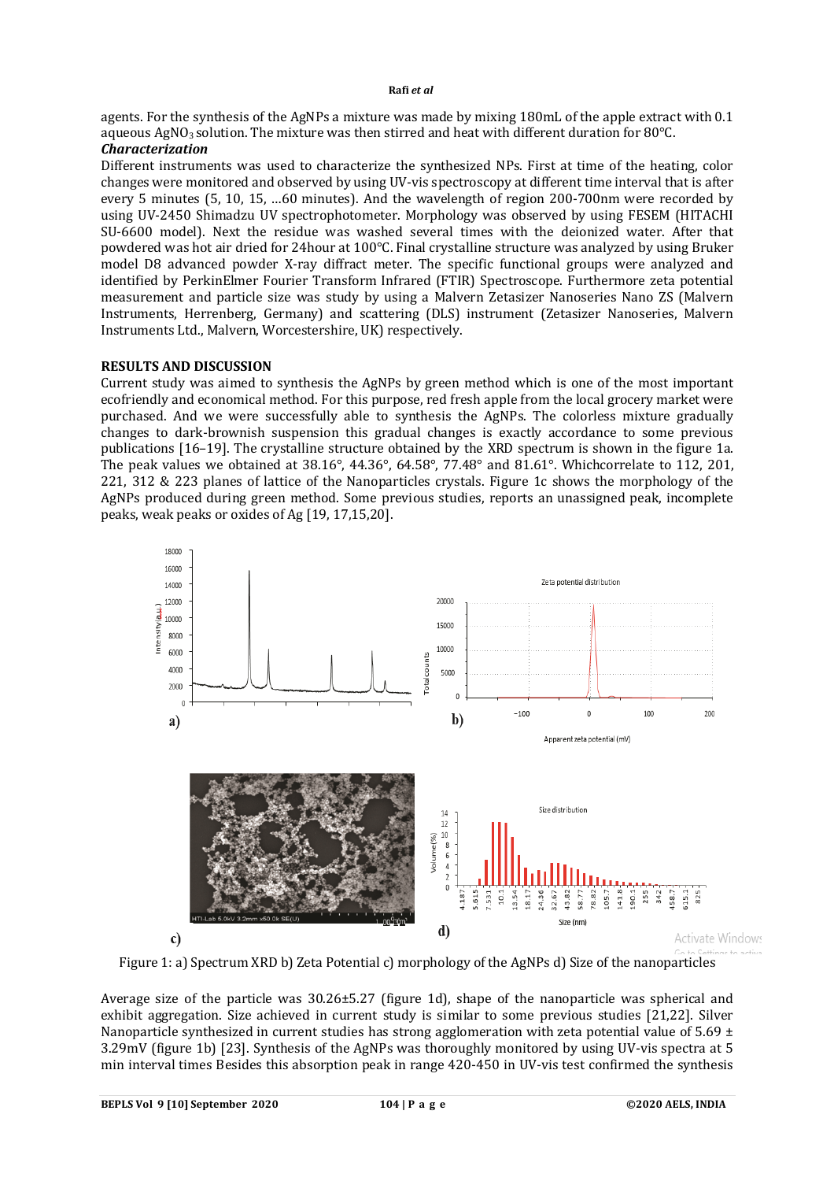agents. For the synthesis of the AgNPs a mixture was made by mixing 180mL of the apple extract with 0.1 aqueous $AgNO_3$ solution. The mixture was then stirred and heat with different duration for 80°C.

***Characterization***

Different instruments was used to characterize the synthesized NPs. First at time of the heating, color changes were monitored and observed by using UV-vis spectroscopy at different time interval that is after every 5 minutes (5, 10, 15, …60 minutes). And the wavelength of region 200-700nm were recorded by using UV-2450 Shimadzu UV spectrophotometer. Morphology was observed by using FESEM (HITACHI SU-6600 model). Next the residue was washed several times with the deionized water. After that powdered was hot air dried for 24hour at 100°C. Final crystalline structure was analyzed by using Bruker model D8 advanced powder X-ray diffract meter. The specific functional groups were analyzed and identified by PerkinElmer Fourier Transform Infrared (FTIR) Spectroscope. Furthermore zeta potential measurement and particle size was study by using a Malvern Zetasizer Nanoseries Nano ZS (Malvern Instruments, Herrenberg, Germany) and scattering (DLS) instrument (Zetasizer Nanoseries, Malvern Instruments Ltd., Malvern, Worcestershire, UK) respectively.

## RESULTS AND DISCUSSION

Current study was aimed to synthesis the AgNPs by green method which is one of the most important ecofriendly and economical method. For this purpose, red fresh apple from the local grocery market were purchased. And we were successfully able to synthesis the AgNPs. The colorless mixture gradually changes to dark-brownish suspension this gradual changes is exactly accordance to some previous publications [16–19]. The crystalline structure obtained by the XRD spectrum is shown in the figure 1a. The peak values we obtained at 38.16°, 44.36°, 64.58°, 77.48° and 81.61°. Whichcorrelate to 112, 201, 221, 312 & 223 planes of lattice of the Nanoparticles crystals. Figure 1c shows the morphology of the AgNPs produced during green method. Some previous studies, reports an unassigned peak, incomplete peaks, weak peaks or oxides of Ag [19, 17,15,20].

Figure 1: a) Spectrum XRD b) Zeta Potential c) morphology of the AgNPs d) Size of the nanoparticles

Average size of the particle was 30.26±5.27 (figure 1d), shape of the nanoparticle was spherical and exhibit aggregation. Size achieved in current study is similar to some previous studies [21,22]. Silver Nanoparticle synthesized in current studies has strong agglomeration with zeta potential value of 5.69 ± 3.29mV (figure 1b) [23]. Synthesis of the AgNPs was thoroughly monitored by using UV-vis spectra at 5 min interval times Besides this absorption peak in range 420-450 in UV-vis test confirmed the synthesis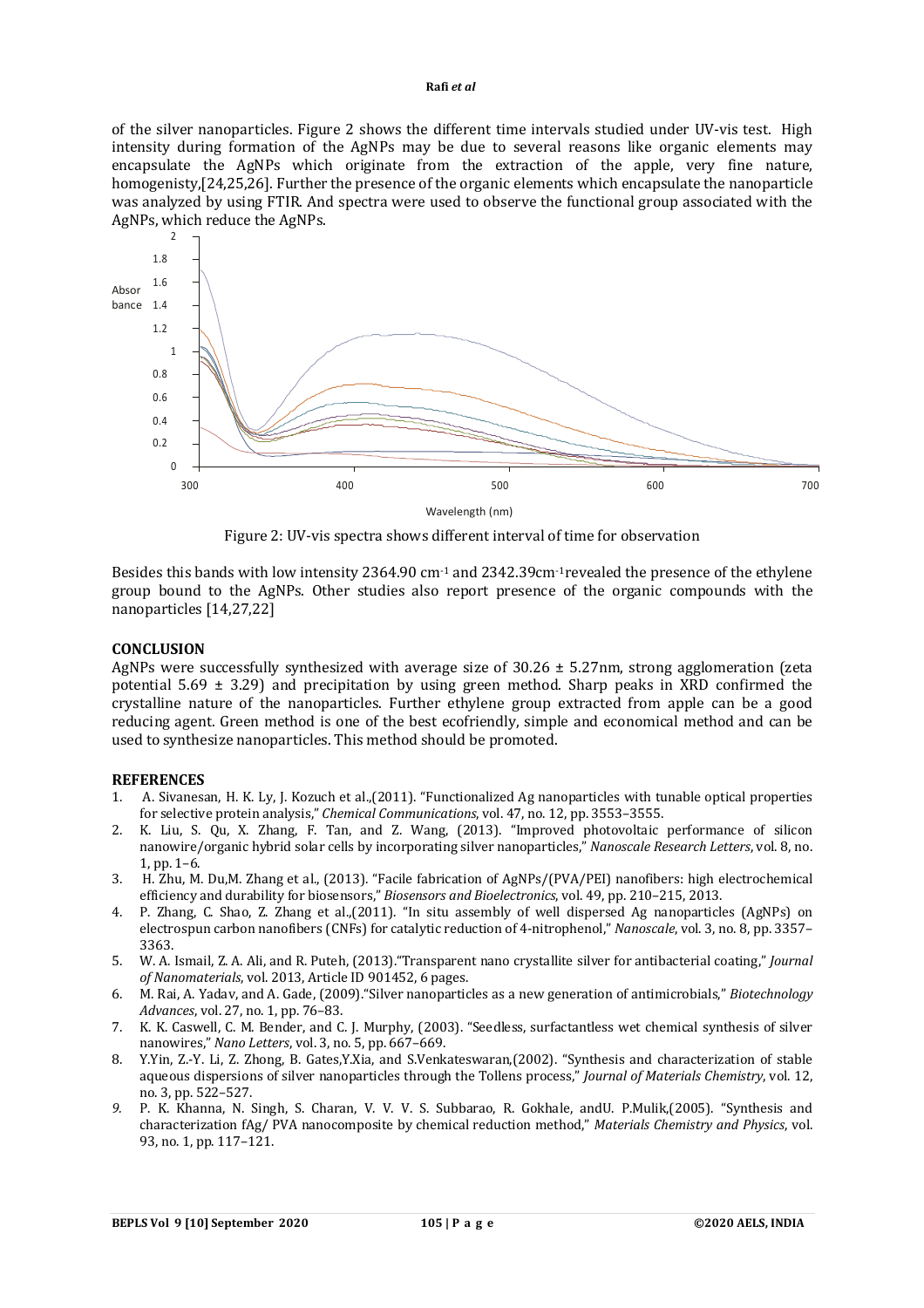of the silver nanoparticles. Figure 2 shows the different time intervals studied under UV-vis test. High intensity during formation of the AgNPs may be due to several reasons like organic elements may encapsulate the AgNPs which originate from the extraction of the apple, very fine nature, homogenisty,[24,25,26]. Further the presence of the organic elements which encapsulate the nanoparticle was analyzed by using FTIR. And spectra were used to observe the functional group associated with the AgNPs, which reduce the AgNPs.

Figure 2: UV-vis spectra shows different interval of time for observation

Besides this bands with low intensity 2364.90 $cm^{-1}$ and 2342.39$cm^{-1}$revealed the presence of the ethylene group bound to the AgNPs. Other studies also report presence of the organic compounds with the nanoparticles [14,27,22]

## CONCLUSION

AgNPs were successfully synthesized with average size of 30.26 ± 5.27nm, strong agglomeration (zeta potential 5.69 ± 3.29) and precipitation by using green method. Sharp peaks in XRD confirmed the crystalline nature of the nanoparticles. Further ethylene group extracted from apple can be a good reducing agent. Green method is one of the best ecofriendly, simple and economical method and can be used to synthesize nanoparticles. This method should be promoted.

## REFERENCES

1. A. Sivanesan, H. K. Ly, J. Kozuch et al.,(2011). "Functionalized Ag nanoparticles with tunable optical properties for selective protein analysis," *Chemical Communications*, vol. 47, no. 12, pp. 3553–3555.
2. K. Liu, S. Qu, X. Zhang, F. Tan, and Z. Wang, (2013). "Improved photovoltaic performance of silicon nanowire/organic hybrid solar cells by incorporating silver nanoparticles," *Nanoscale Research Letters*, vol. 8, no. 1, pp. 1–6.
3. H. Zhu, M. Du,M. Zhang et al., (2013). "Facile fabrication of AgNPs/(PVA/PEI) nanofibers: high electrochemical efficiency and durability for biosensors," *Biosensors and Bioelectronics*, vol. 49, pp. 210–215, 2013.
4. P. Zhang, C. Shao, Z. Zhang et al.,(2011). "In situ assembly of well dispersed Ag nanoparticles (AgNPs) on electrospun carbon nanofibers (CNFs) for catalytic reduction of 4-nitrophenol," *Nanoscale*, vol. 3, no. 8, pp. 3357–3363.
5. W. A. Ismail, Z. A. Ali, and R. Puteh, (2013)."Transparent nano crystallite silver for antibacterial coating," *Journal of Nanomaterials*, vol. 2013, Article ID 901452, 6 pages.
6. M. Rai, A. Yadav, and A. Gade, (2009)."Silver nanoparticles as a new generation of antimicrobials," *Biotechnology Advances*, vol. 27, no. 1, pp. 76–83.
7. K. K. Caswell, C. M. Bender, and C. J. Murphy, (2003). "Seedless, surfactantless wet chemical synthesis of silver nanowires," *Nano Letters*, vol. 3, no. 5, pp. 667–669.
8. Y.Yin, Z.-Y. Li, Z. Zhong, B. Gates,Y.Xia, and S.Venkateswaran,(2002). "Synthesis and characterization of stable aqueous dispersions of silver nanoparticles through the Tollens process," *Journal of Materials Chemistry*, vol. 12, no. 3, pp. 522–527.
9. P. K. Khanna, N. Singh, S. Charan, V. V. V. S. Subbarao, R. Gokhale, andU. P.Mulik,(2005). "Synthesis and characterization fAg/ PVA nanocomposite by chemical reduction method," *Materials Chemistry and Physics*, vol. 93, no. 1, pp. 117–121.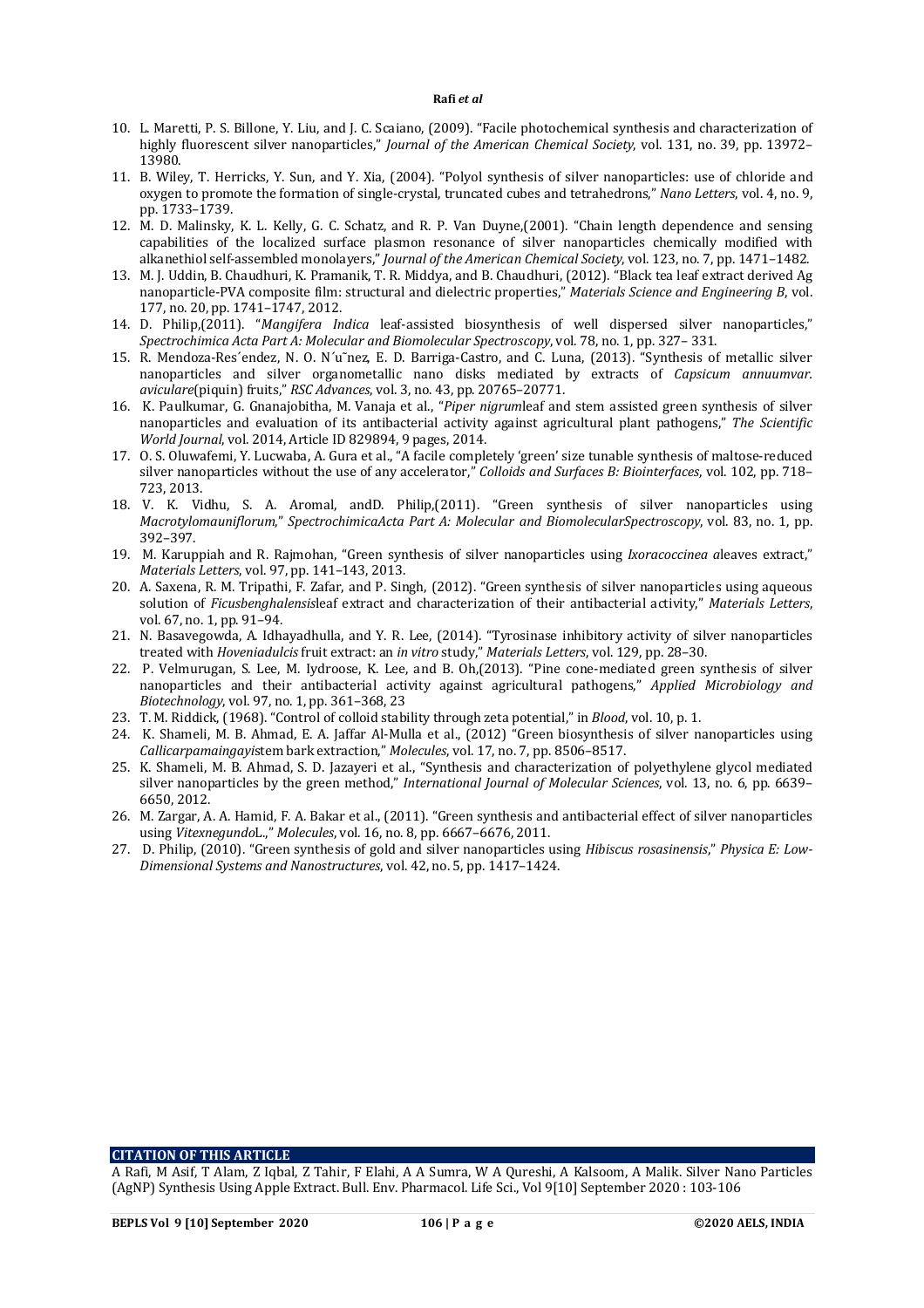10. L. Maretti, P. S. Billone, Y. Liu, and J. C. Scaiano, (2009). "Facile photochemical synthesis and characterization of highly fluorescent silver nanoparticles," *Journal of the American Chemical Society*, vol. 131, no. 39, pp. 13972–13980.
11. B. Wiley, T. Herricks, Y. Sun, and Y. Xia, (2004). "Polyol synthesis of silver nanoparticles: use of chloride and oxygen to promote the formation of single-crystal, truncated cubes and tetrahedrons," *Nano Letters*, vol. 4, no. 9, pp. 1733–1739.
12. M. D. Malinsky, K. L. Kelly, G. C. Schatz, and R. P. Van Duyne,(2001). "Chain length dependence and sensing capabilities of the localized surface plasmon resonance of silver nanoparticles chemically modified with alkanethiol self-assembled monolayers," *Journal of the American Chemical Society*, vol. 123, no. 7, pp. 1471–1482.
13. M. J. Uddin, B. Chaudhuri, K. Pramanik, T. R. Middya, and B. Chaudhuri, (2012). "Black tea leaf extract derived Ag nanoparticle-PVA composite film: structural and dielectric properties," *Materials Science and Engineering B*, vol. 177, no. 20, pp. 1741–1747, 2012.
14. D. Philip,(2011). "*Mangifera Indica* leaf-assisted biosynthesis of well dispersed silver nanoparticles," *Spectrochimica Acta Part A: Molecular and Biomolecular Spectroscopy*, vol. 78, no. 1, pp. 327– 331.
15. R. Mendoza-Res´endez, N. O. N´u˜nez**,** E. D. Barriga-Castro, and C. Luna, (2013). "Synthesis of metallic silver nanoparticles and silver organometallic nano disks mediated by extracts of *Capsicum annuumvar. aviculare*(piquin) fruits," *RSC Advances*, vol. 3, no. 43, pp. 20765–20771.
16. K. Paulkumar, G. Gnanajobitha, M. Vanaja et al., "*Piper nigrum*leaf and stem assisted green synthesis of silver nanoparticles and evaluation of its antibacterial activity against agricultural plant pathogens," *The Scientific World Journal*, vol. 2014, Article ID 829894, 9 pages, 2014.
17. O. S. Oluwafemi, Y. Lucwaba, A. Gura et al., "A facile completely 'green' size tunable synthesis of maltose-reduced silver nanoparticles without the use of any accelerator," *Colloids and Surfaces B: Biointerfaces*, vol. 102, pp. 718–723, 2013.
18. V. K. Vidhu, S. A. Aromal, andD. Philip,(2011). "Green synthesis of silver nanoparticles using *Macrotylomauniflorum*," *SpectrochimicaActa Part A: Molecular and BiomolecularSpectroscopy*, vol. 83, no. 1, pp. 392–397.
19. M. Karuppiah and R. Rajmohan, "Green synthesis of silver nanoparticles using *Ixoracoccinea a*leaves extract," *Materials Letters*, vol. 97, pp. 141–143, 2013.
20. A. Saxena, R. M. Tripathi, F. Zafar, and P. Singh, (2012). "Green synthesis of silver nanoparticles using aqueous solution of *Ficusbenghalensis*leaf extract and characterization of their antibacterial activity," *Materials Letters*, vol. 67, no. 1, pp. 91–94.
21. N. Basavegowda, A. Idhayadhulla, and Y. R. Lee, (2014). "Tyrosinase inhibitory activity of silver nanoparticles treated with *Hoveniadulcis* fruit extract: an *in vitro* study," *Materials Letters*, vol. 129, pp. 28–30.
22. P. Velmurugan, S. Lee, M. Iydroose, K. Lee, and B. Oh,(2013). "Pine cone-mediated green synthesis of silver nanoparticles and their antibacterial activity against agricultural pathogens," *Applied Microbiology and Biotechnology*, vol. 97, no. 1, pp. 361–368, 23
23. T. M. Riddick, (1968). "Control of colloid stability through zeta potential," in *Blood*, vol. 10, p. 1.
24. K. Shameli, M. B. Ahmad, E. A. Jaffar Al-Mulla et al., (2012) "Green biosynthesis of silver nanoparticles using *Callicarpamaingayi*stem bark extraction," *Molecules*, vol. 17, no. 7, pp. 8506–8517.
25. K. Shameli, M. B. Ahmad, S. D. Jazayeri et al., "Synthesis and characterization of polyethylene glycol mediated silver nanoparticles by the green method," *International Journal of Molecular Sciences*, vol. 13, no. 6, pp. 6639–6650, 2012.
26. M. Zargar, A. A. Hamid, F. A. Bakar et al., (2011). "Green synthesis and antibacterial effect of silver nanoparticles using *Vitexnegundo*L.," *Molecules*, vol. 16, no. 8, pp. 6667–6676, 2011.
27. D. Philip, (2010). "Green synthesis of gold and silver nanoparticles using *Hibiscus rosasinensis*," *Physica E: Low-Dimensional Systems and Nanostructures*, vol. 42, no. 5, pp. 1417–1424.

**CITATION OF THIS ARTICLE**

A Rafi, M Asif, T Alam, Z Iqbal, Z Tahir, F Elahi, A A Sumra, W A Qureshi, A Kalsoom, A Malik. Silver Nano Particles (AgNP) Synthesis Using Apple Extract. Bull. Env. Pharmacol. Life Sci., Vol 9[10] September 2020 : 103-106